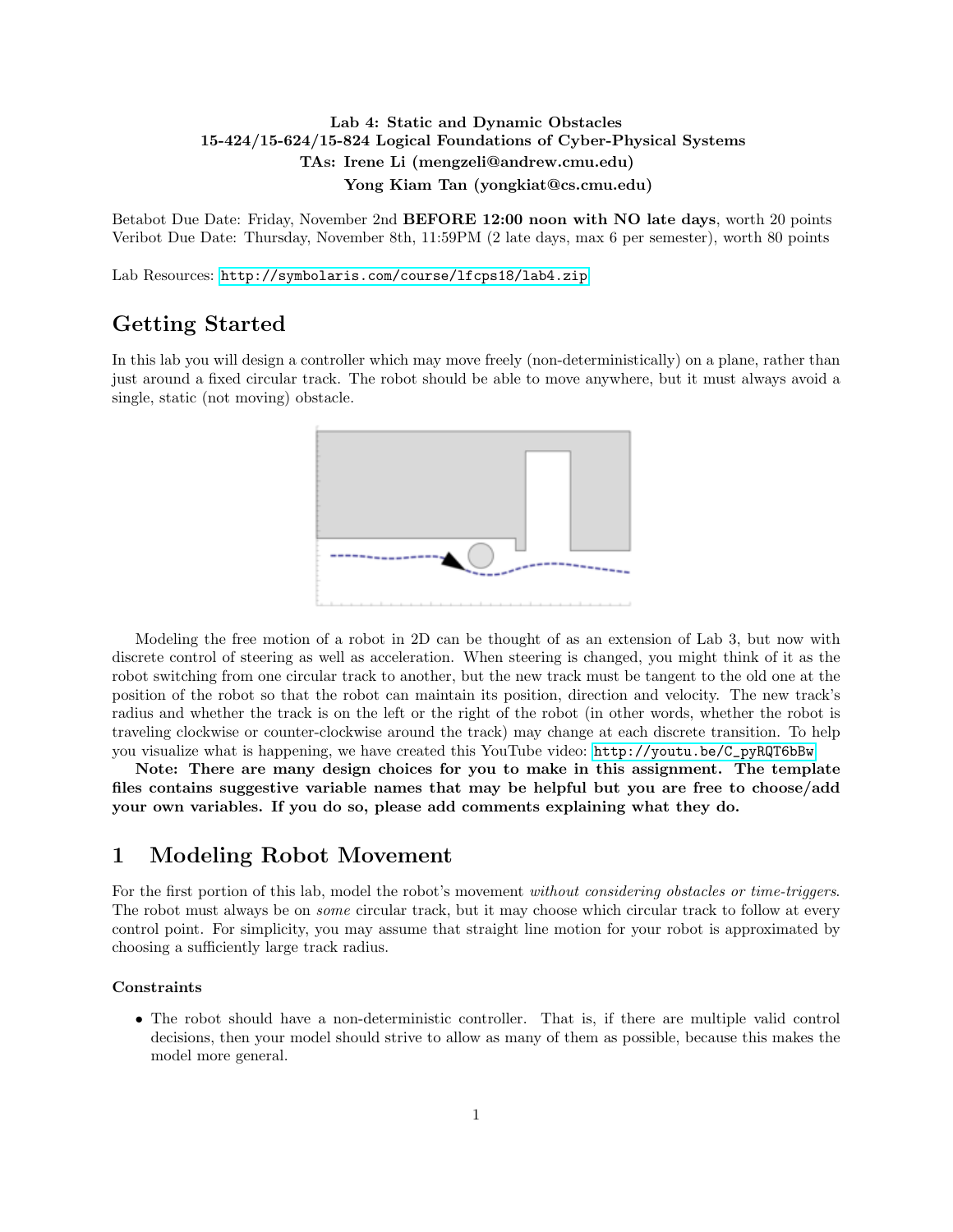**Lab 4: Static and Dynamic Obstacles**
**15-424/15-624/15-824 Logical Foundations of Cyber-Physical Systems**
**TAs: Irene Li (mengzeli@andrew.cmu.edu)**
**Yong Kiam Tan (yongkiat@cs.cmu.edu)**

Betabot Due Date: Friday, November 2nd **BEFORE 12:00 noon with NO late days**, worth 20 points
Veribot Due Date: Thursday, November 8th, 11:59PM (2 late days, max 6 per semester), worth 80 points

Lab Resources: http://symbolaris.com/course/lfcps18/lab4.zip

# Getting Started

In this lab you will design a controller which may move freely (non-deterministically) on a plane, rather than just around a fixed circular track. The robot should be able to move anywhere, but it must always avoid a single, static (not moving) obstacle.

Modeling the free motion of a robot in 2D can be thought of as an extension of Lab 3, but now with discrete control of steering as well as acceleration. When steering is changed, you might think of it as the robot switching from one circular track to another, but the new track must be tangent to the old one at the position of the robot so that the robot can maintain its position, direction and velocity. The new track's radius and whether the track is on the left or the right of the robot (in other words, whether the robot is traveling clockwise or counter-clockwise around the track) may change at each discrete transition. To help you visualize what is happening, we have created this YouTube video: http://youtu.be/C_pyRQT6bBw

**Note: There are many design choices for you to make in this assignment. The template files contains suggestive variable names that may be helpful but you are free to choose/add your own variables. If you do so, please add comments explaining what they do.**

# 1 Modeling Robot Movement

For the first portion of this lab, model the robot's movement *without considering obstacles or time-triggers*. The robot must always be on *some* circular track, but it may choose which circular track to follow at every control point. For simplicity, you may assume that straight line motion for your robot is approximated by choosing a sufficiently large track radius.

### Constraints

- The robot should have a non-deterministic controller. That is, if there are multiple valid control decisions, then your model should strive to allow as many of them as possible, because this makes the model more general.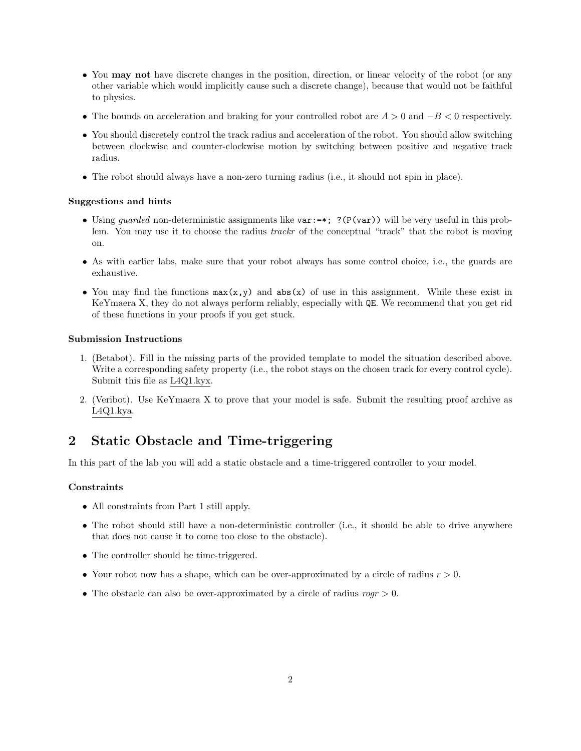- You **may not** have discrete changes in the position, direction, or linear velocity of the robot (or any other variable which would implicitly cause such a discrete change), because that would not be faithful to physics.
- The bounds on acceleration and braking for your controlled robot are $A > 0$ and $-B < 0$ respectively.
- You should discretely control the track radius and acceleration of the robot. You should allow switching between clockwise and counter-clockwise motion by switching between positive and negative track radius.
- The robot should always have a non-zero turning radius (i.e., it should not spin in place).

**Suggestions and hints**

- Using *guarded* non-deterministic assignments like `var:=*; ?(P(var))` will be very useful in this problem. You may use it to choose the radius *trackr* of the conceptual "track" that the robot is moving on.
- As with earlier labs, make sure that your robot always has some control choice, i.e., the guards are exhaustive.
- You may find the functions `max(x,y)` and `abs(x)` of use in this assignment. While these exist in KeYmaera X, they do not always perform reliably, especially with `QE`. We recommend that you get rid of these functions in your proofs if you get stuck.

**Submission Instructions**

1. (Betabot). Fill in the missing parts of the provided template to model the situation described above. Write a corresponding safety property (i.e., the robot stays on the chosen track for every control cycle). Submit this file as L4Q1.kyx.
2. (Veribot). Use KeYmaera X to prove that your model is safe. Submit the resulting proof archive as L4Q1.kya.

## 2 Static Obstacle and Time-triggering

In this part of the lab you will add a static obstacle and a time-triggered controller to your model.

**Constraints**

- All constraints from Part 1 still apply.
- The robot should still have a non-deterministic controller (i.e., it should be able to drive anywhere that does not cause it to come too close to the obstacle).
- The controller should be time-triggered.
- Your robot now has a shape, which can be over-approximated by a circle of radius $r > 0$.
- The obstacle can also be over-approximated by a circle of radius *rogr* $> 0$.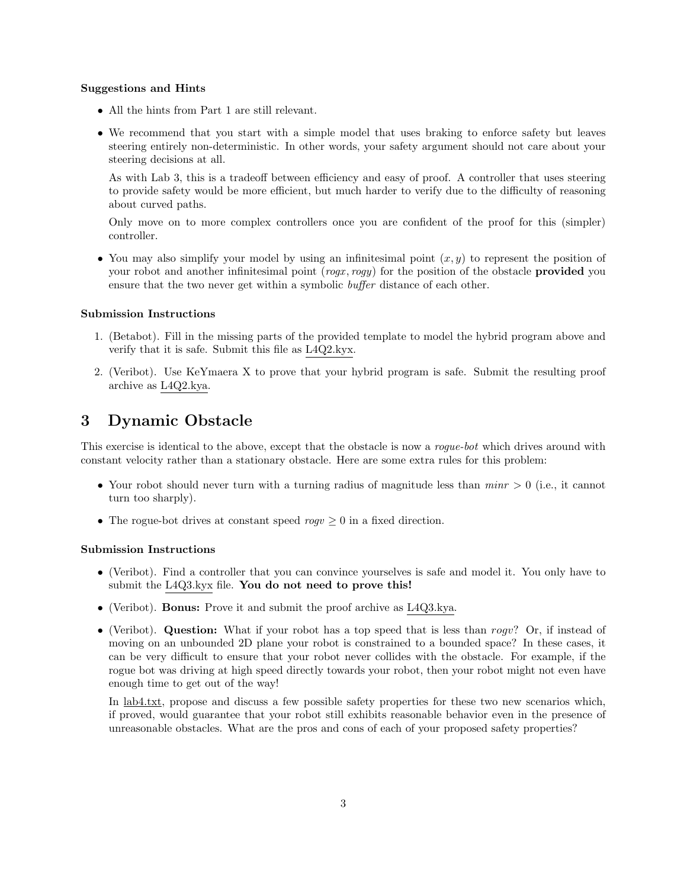**Suggestions and Hints**

- All the hints from Part 1 are still relevant.
- We recommend that you start with a simple model that uses braking to enforce safety but leaves steering entirely non-deterministic. In other words, your safety argument should not care about your steering decisions at all.

  As with Lab 3, this is a tradeoff between efficiency and easy of proof. A controller that uses steering to provide safety would be more efficient, but much harder to verify due to the difficulty of reasoning about curved paths.

  Only move on to more complex controllers once you are confident of the proof for this (simpler) controller.
- You may also simplify your model by using an infinitesimal point $(x, y)$ to represent the position of your robot and another infinitesimal point $(rogx, rogy)$ for the position of the obstacle **provided** you ensure that the two never get within a symbolic *buffer* distance of each other.

**Submission Instructions**

1. (Betabot). Fill in the missing parts of the provided template to model the hybrid program above and verify that it is safe. Submit this file as L4Q2.kyx.
2. (Veribot). Use KeYmaera X to prove that your hybrid program is safe. Submit the resulting proof archive as L4Q2.kya.

# 3 Dynamic Obstacle

This exercise is identical to the above, except that the obstacle is now a *rogue-bot* which drives around with constant velocity rather than a stationary obstacle. Here are some extra rules for this problem:

- Your robot should never turn with a turning radius of magnitude less than $minr > 0$ (i.e., it cannot turn too sharply).
- The rogue-bot drives at constant speed $rogv \geq 0$ in a fixed direction.

**Submission Instructions**

- (Veribot). Find a controller that you can convince yourselves is safe and model it. You only have to submit the L4Q3.kyx file. **You do not need to prove this!**
- (Veribot). **Bonus:** Prove it and submit the proof archive as L4Q3.kya.
- (Veribot). **Question:** What if your robot has a top speed that is less than $rogv$? Or, if instead of moving on an unbounded 2D plane your robot is constrained to a bounded space? In these cases, it can be very difficult to ensure that your robot never collides with the obstacle. For example, if the rogue bot was driving at high speed directly towards your robot, then your robot might not even have enough time to get out of the way!

  In lab4.txt, propose and discuss a few possible safety properties for these two new scenarios which, if proved, would guarantee that your robot still exhibits reasonable behavior even in the presence of unreasonable obstacles. What are the pros and cons of each of your proposed safety properties?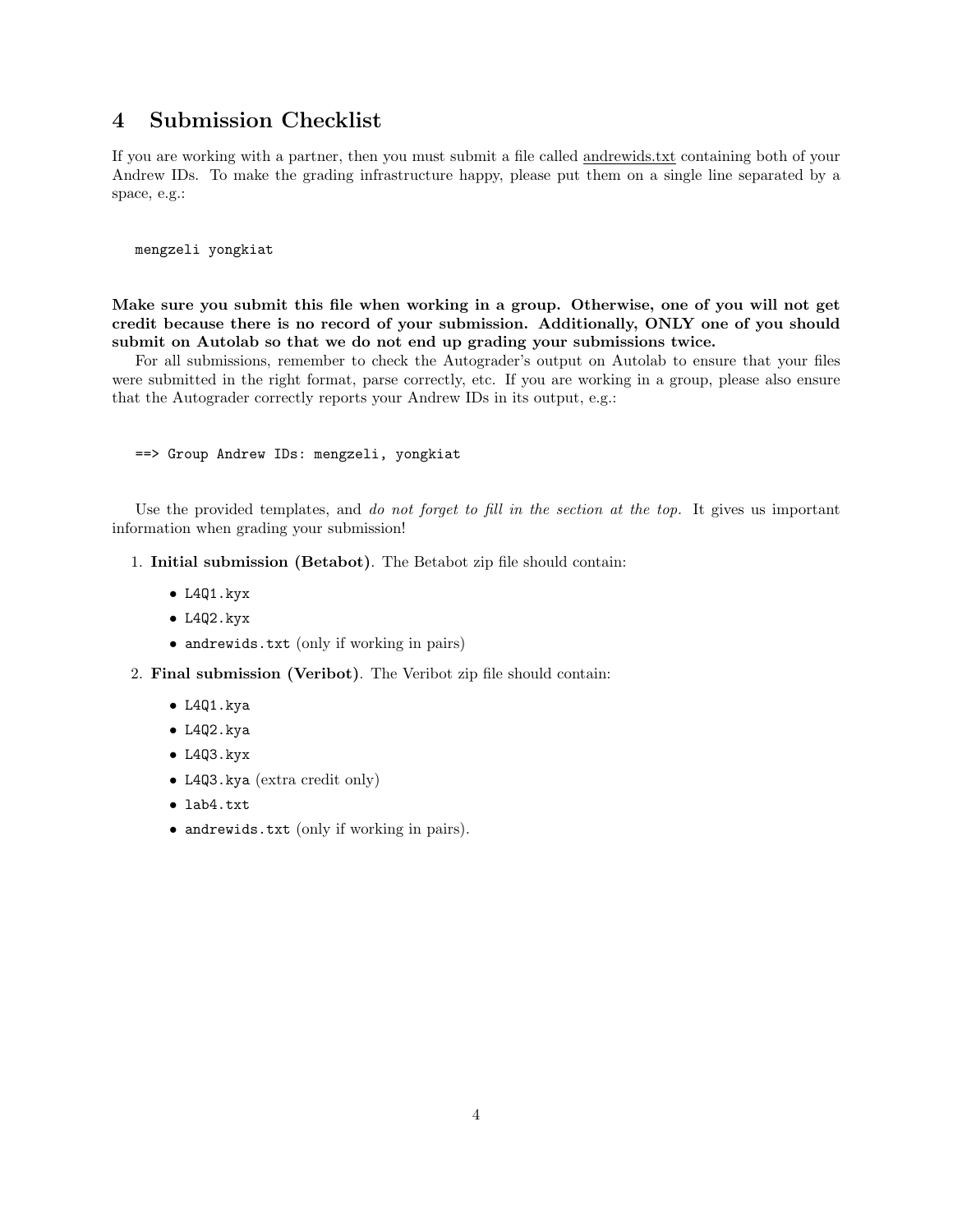## 4 Submission Checklist

If you are working with a partner, then you must submit a file called andrewids.txt containing both of your Andrew IDs. To make the grading infrastructure happy, please put them on a single line separated by a space, e.g.:

```
mengzeli yongkiat
```

**Make sure you submit this file when working in a group. Otherwise, one of you will not get credit because there is no record of your submission. Additionally, ONLY one of you should submit on Autolab so that we do not end up grading your submissions twice.**

For all submissions, remember to check the Autograder's output on Autolab to ensure that your files were submitted in the right format, parse correctly, etc. If you are working in a group, please also ensure that the Autograder correctly reports your Andrew IDs in its output, e.g.:

```
==> Group Andrew IDs: mengzeli, yongkiat
```

Use the provided templates, and *do not forget to fill in the section at the top.* It gives us important information when grading your submission!

1. **Initial submission (Betabot)**. The Betabot zip file should contain:
   - `L4Q1.kyx`
   - `L4Q2.kyx`
   - `andrewids.txt` (only if working in pairs)
2. **Final submission (Veribot)**. The Veribot zip file should contain:
   - `L4Q1.kya`
   - `L4Q2.kya`
   - `L4Q3.kyx`
   - `L4Q3.kya` (extra credit only)
   - `lab4.txt`
   - `andrewids.txt` (only if working in pairs).